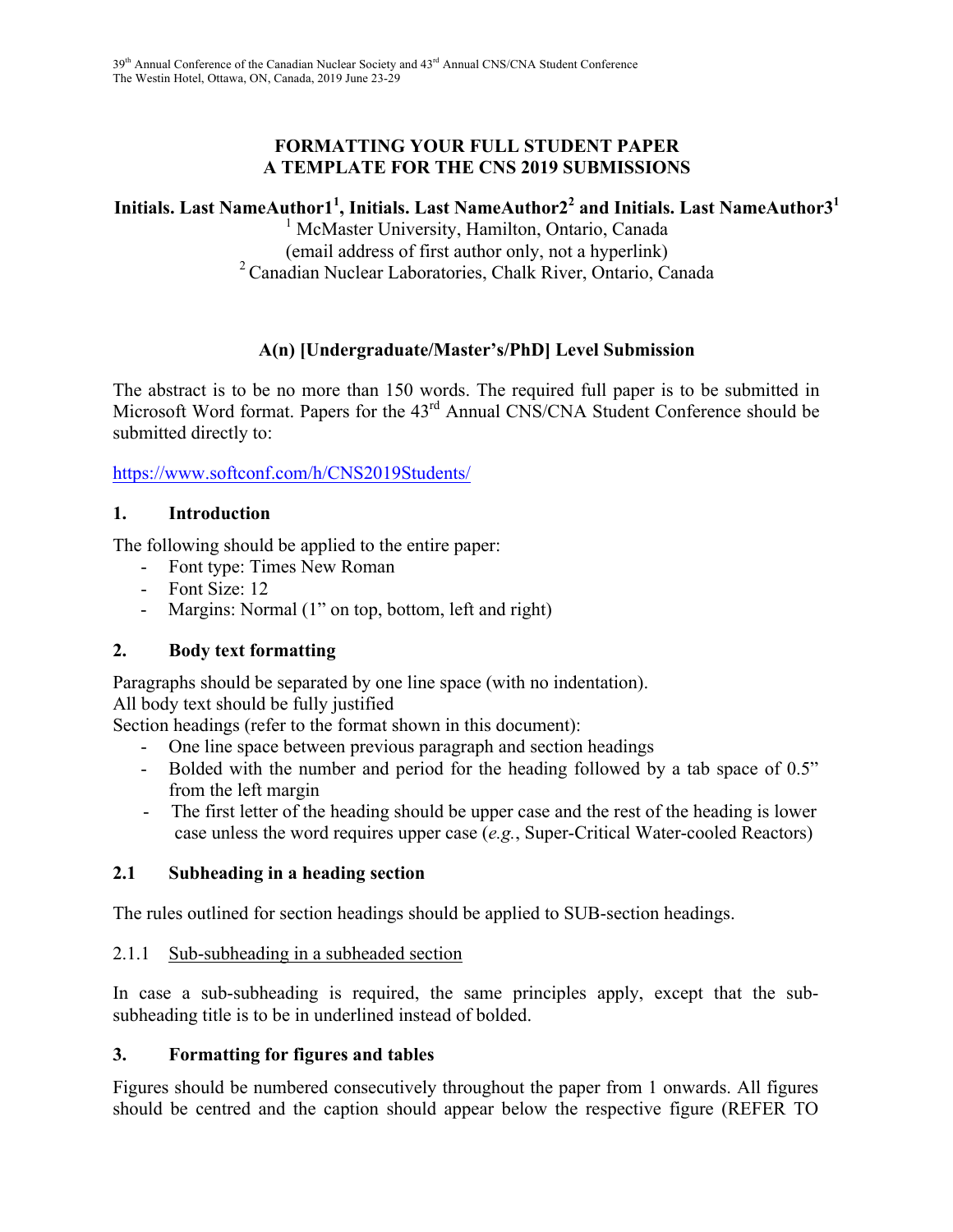# FORMATTING YOUR FULL STUDENT PAPER A TEMPLATE FOR THE CNS 2019 SUBMISSIONS

**Initials. Last NameAuthor1[1], Initials. Last NameAuthor2[2] and Initials. Last NameAuthor3[1]**

[1] McMaster University, Hamilton, Ontario, Canada
(email address of first author only, not a hyperlink)
[2] Canadian Nuclear Laboratories, Chalk River, Ontario, Canada

**A(n) [Undergraduate/Master's/PhD] Level Submission**

The abstract is to be no more than 150 words. The required full paper is to be submitted in Microsoft Word format. Papers for the 43rd Annual CNS/CNA Student Conference should be submitted directly to:

https://www.softconf.com/h/CNS2019Students/

## 1. Introduction

The following should be applied to the entire paper:

- Font type: Times New Roman
- Font Size: 12
- Margins: Normal (1" on top, bottom, left and right)

## 2. Body text formatting

Paragraphs should be separated by one line space (with no indentation).
All body text should be fully justified
Section headings (refer to the format shown in this document):

- One line space between previous paragraph and section headings
- Bolded with the number and period for the heading followed by a tab space of 0.5" from the left margin
- The first letter of the heading should be upper case and the rest of the heading is lower case unless the word requires upper case (*e.g.*, Super-Critical Water-cooled Reactors)

### 2.1 Subheading in a heading section

The rules outlined for section headings should be applied to SUB-section headings.

#### 2.1.1 <u>Sub-subheading in a subheaded section</u>

In case a sub-subheading is required, the same principles apply, except that the sub-subheading title is to be in underlined instead of bolded.

## 3. Formatting for figures and tables

Figures should be numbered consecutively throughout the paper from 1 onwards. All figures should be centred and the caption should appear below the respective figure (REFER TO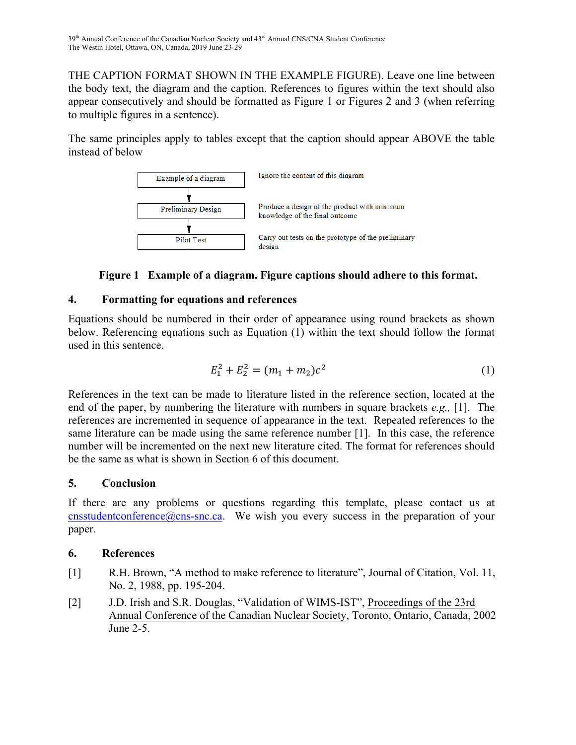THE CAPTION FORMAT SHOWN IN THE EXAMPLE FIGURE). Leave one line between the body text, the diagram and the caption. References to figures within the text should also appear consecutively and should be formatted as Figure 1 or Figures 2 and 3 (when referring to multiple figures in a sentence).

The same principles apply to tables except that the caption should appear ABOVE the table instead of below

Example of a diagram

Ignore the content of this diagram

Preliminary Design

Produce a design of the product with minimum knowledge of the final outcome

Pilot Test

Carry out tests on the prototype of the preliminary design

**Figure 1 Example of a diagram. Figure captions should adhere to this format.**

## 4. Formatting for equations and references

Equations should be numbered in their order of appearance using round brackets as shown below. Referencing equations such as Equation (1) within the text should follow the format used in this sentence.

$$E_1^2 + E_2^2 = (m_1 + m_2)c^2 \tag{1}$$

References in the text can be made to literature listed in the reference section, located at the end of the paper, by numbering the literature with numbers in square brackets *e.g.,* [1]. The references are incremented in sequence of appearance in the text. Repeated references to the same literature can be made using the same reference number [1]. In this case, the reference number will be incremented on the next new literature cited. The format for references should be the same as what is shown in Section 6 of this document.

## 5. Conclusion

If there are any problems or questions regarding this template, please contact us at cnsstudentconference@cns-snc.ca. We wish you every success in the preparation of your paper.

## 6. References

[1] R.H. Brown, "A method to make reference to literature", Journal of Citation, Vol. 11, No. 2, 1988, pp. 195-204.

[2] J.D. Irish and S.R. Douglas, "Validation of WIMS-IST", Proceedings of the 23rd Annual Conference of the Canadian Nuclear Society, Toronto, Ontario, Canada, 2002 June 2-5.